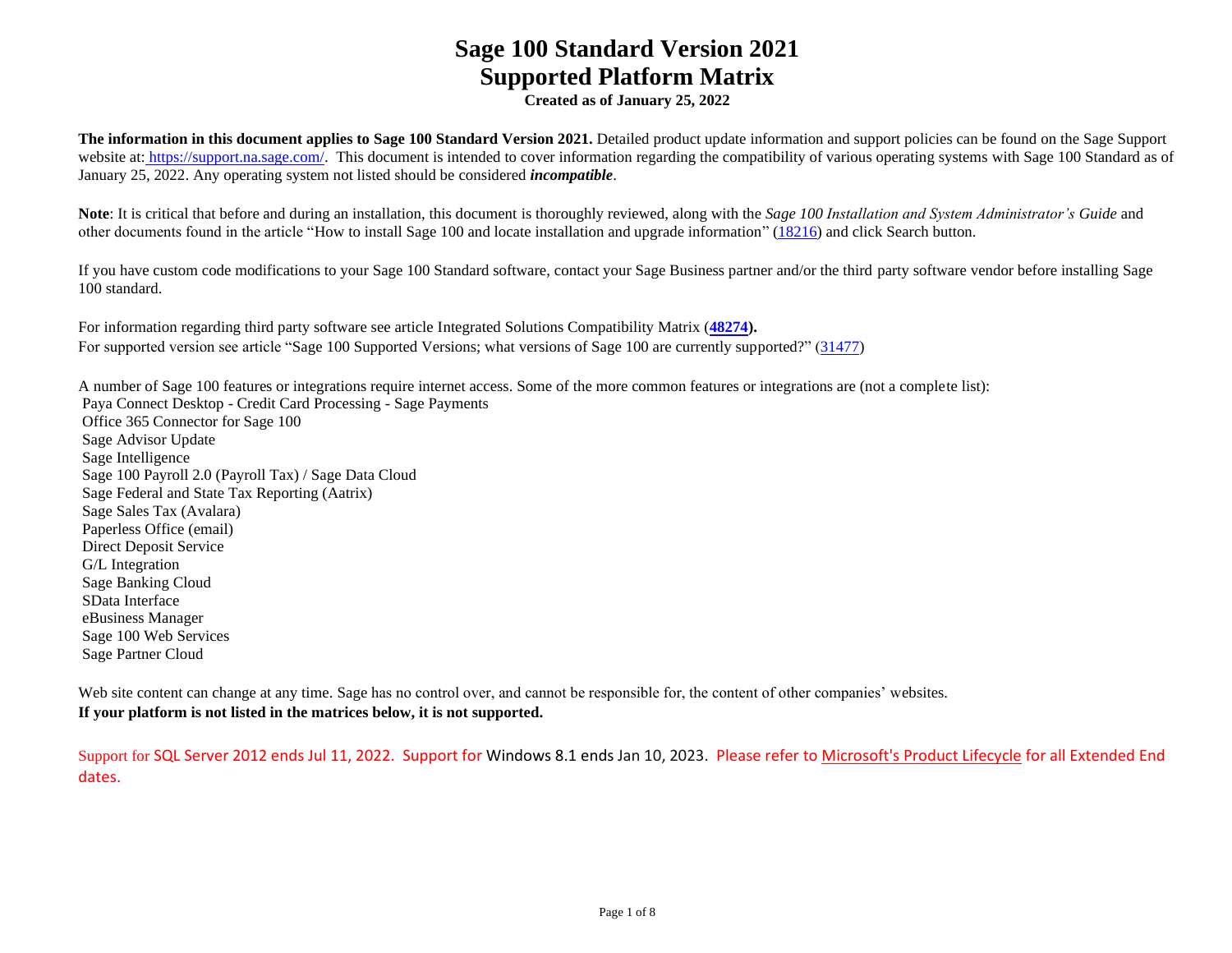# Sage 100 Standard Version 2021
# Supported Platform Matrix

**Created as of January 25, 2022**

**The information in this document applies to Sage 100 Standard Version 2021.** Detailed product update information and support policies can be found on the Sage Support website at: https://support.na.sage.com/. This document is intended to cover information regarding the compatibility of various operating systems with Sage 100 Standard as of January 25, 2022. Any operating system not listed should be considered ***incompatible***.

**Note**: It is critical that before and during an installation, this document is thoroughly reviewed, along with the *Sage 100 Installation and System Administrator's Guide* and other documents found in the article "How to install Sage 100 and locate installation and upgrade information" (18216) and click Search button.

If you have custom code modifications to your Sage 100 Standard software, contact your Sage Business partner and/or the third party software vendor before installing Sage 100 standard.

For information regarding third party software see article Integrated Solutions Compatibility Matrix (**48274**).
For supported version see article "Sage 100 Supported Versions; what versions of Sage 100 are currently supported?" (31477)

A number of Sage 100 features or integrations require internet access. Some of the more common features or integrations are (not a complete list):

Paya Connect Desktop - Credit Card Processing - Sage Payments
Office 365 Connector for Sage 100
Sage Advisor Update
Sage Intelligence
Sage 100 Payroll 2.0 (Payroll Tax) / Sage Data Cloud
Sage Federal and State Tax Reporting (Aatrix)
Sage Sales Tax (Avalara)
Paperless Office (email)
Direct Deposit Service
G/L Integration
Sage Banking Cloud
SData Interface
eBusiness Manager
Sage 100 Web Services
Sage Partner Cloud

Web site content can change at any time. Sage has no control over, and cannot be responsible for, the content of other companies' websites.
**If your platform is not listed in the matrices below, it is not supported.**

Support for SQL Server 2012 ends Jul 11, 2022. Support for Windows 8.1 ends Jan 10, 2023. Please refer to Microsoft's Product Lifecycle for all Extended End dates.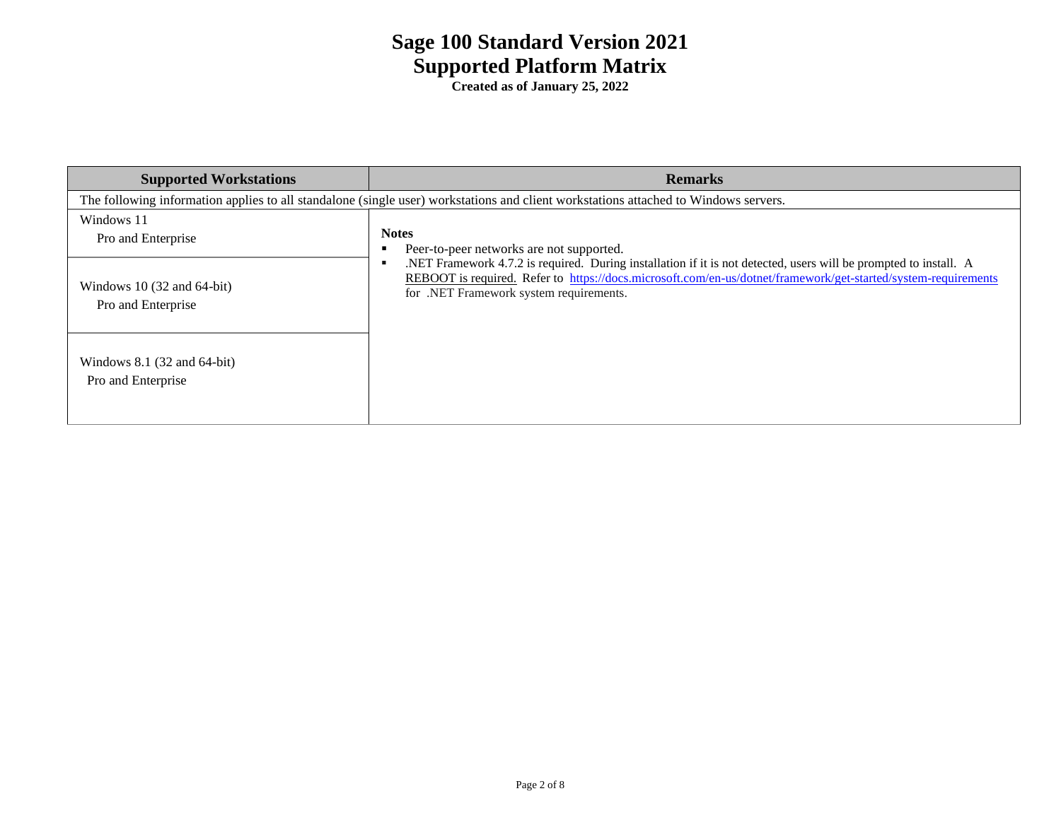# Sage 100 Standard Version 2021
# Supported Platform Matrix

**Created as of January 25, 2022**

| Supported Workstations | Remarks |
|---|---|
| The following information applies to all standalone (single user) workstations and client workstations attached to Windows servers. | |
| Windows 11<br>Pro and Enterprise | **Notes**<br>▪ Peer-to-peer networks are not supported.<br>▪ .NET Framework 4.7.2 is required. During installation if it is not detected, users will be prompted to install. A REBOOT is required. Refer to https://docs.microsoft.com/en-us/dotnet/framework/get-started/system-requirements for .NET Framework system requirements. |
| Windows 10 (32 and 64-bit)<br>Pro and Enterprise | |
| Windows 8.1 (32 and 64-bit)<br>Pro and Enterprise | |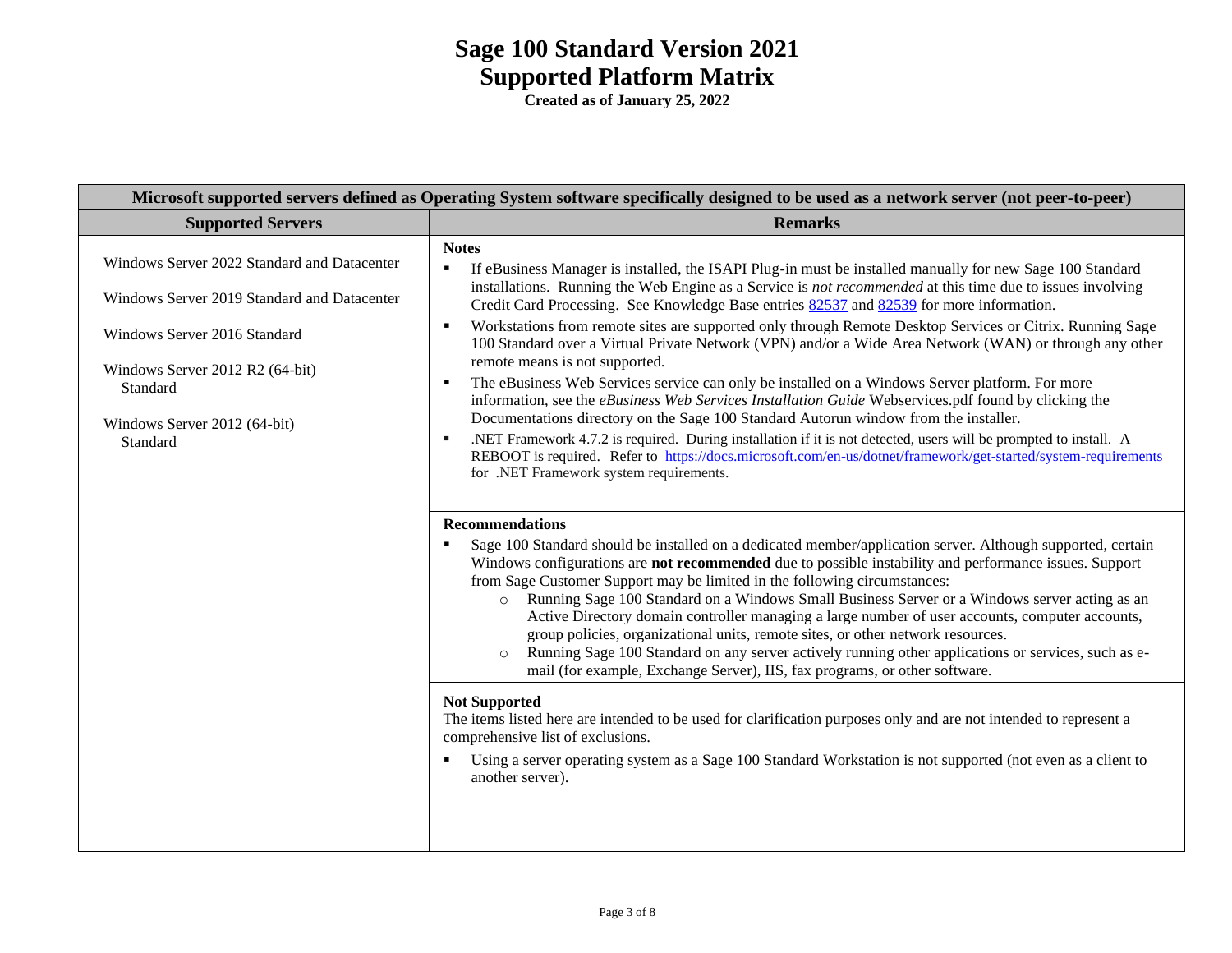# Sage 100 Standard Version 2021
# Supported Platform Matrix

**Created as of January 25, 2022**

| Microsoft supported servers defined as Operating System software specifically designed to be used as a network server (not peer-to-peer) | |
|---|---|
| **Supported Servers** | **Remarks** |
| Windows Server 2022 Standard and Datacenter<br><br>Windows Server 2019 Standard and Datacenter<br><br>Windows Server 2016 Standard<br><br>Windows Server 2012 R2 (64-bit) Standard<br><br>Windows Server 2012 (64-bit) Standard | **Notes**<br>▪ If eBusiness Manager is installed, the ISAPI Plug-in must be installed manually for new Sage 100 Standard installations. Running the Web Engine as a Service is *not recommended* at this time due to issues involving Credit Card Processing. See Knowledge Base entries [82537]() and [82539]() for more information.<br>▪ Workstations from remote sites are supported only through Remote Desktop Services or Citrix. Running Sage 100 Standard over a Virtual Private Network (VPN) and/or a Wide Area Network (WAN) or through any other remote means is not supported.<br>▪ The eBusiness Web Services service can only be installed on a Windows Server platform. For more information, see the *eBusiness Web Services Installation Guide* Webservices.pdf found by clicking the Documentations directory on the Sage 100 Standard Autorun window from the installer.<br>▪ .NET Framework 4.7.2 is required. During installation if it is not detected, users will be prompted to install. A REBOOT is required. Refer to [https://docs.microsoft.com/en-us/dotnet/framework/get-started/system-requirements](https://docs.microsoft.com/en-us/dotnet/framework/get-started/system-requirements) for .NET Framework system requirements. |
| | **Recommendations**<br>▪ Sage 100 Standard should be installed on a dedicated member/application server. Although supported, certain Windows configurations are **not recommended** due to possible instability and performance issues. Support from Sage Customer Support may be limited in the following circumstances:<br>&nbsp;&nbsp;&nbsp;&nbsp;○ Running Sage 100 Standard on a Windows Small Business Server or a Windows server acting as an Active Directory domain controller managing a large number of user accounts, computer accounts, group policies, organizational units, remote sites, or other network resources.<br>&nbsp;&nbsp;&nbsp;&nbsp;○ Running Sage 100 Standard on any server actively running other applications or services, such as e-mail (for example, Exchange Server), IIS, fax programs, or other software. |
| | **Not Supported**<br>The items listed here are intended to be used for clarification purposes only and are not intended to represent a comprehensive list of exclusions.<br>▪ Using a server operating system as a Sage 100 Standard Workstation is not supported (not even as a client to another server). |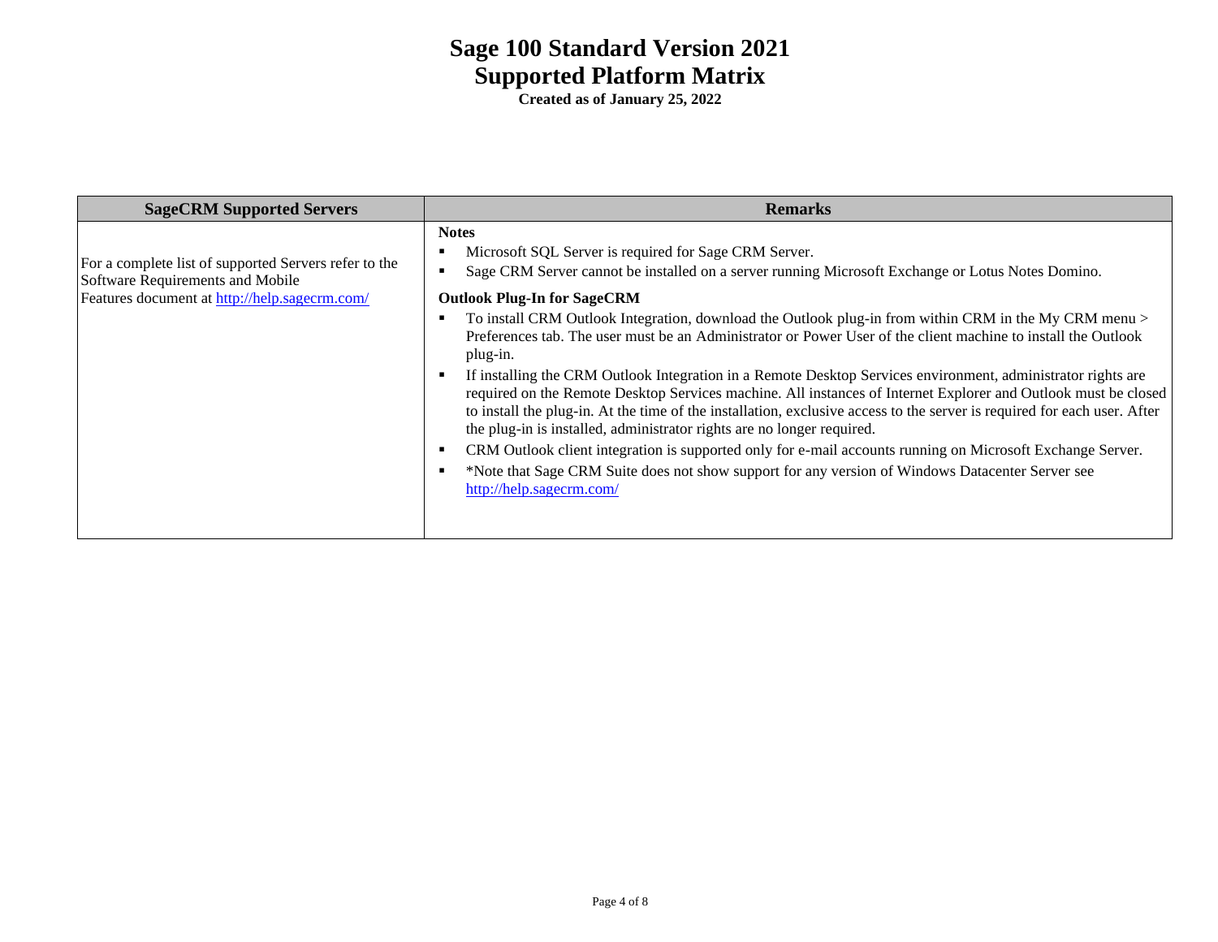# Sage 100 Standard Version 2021
# Supported Platform Matrix

**Created as of January 25, 2022**

| SageCRM Supported Servers | Remarks |
|---|---|
| For a complete list of supported Servers refer to the Software Requirements and Mobile Features document at [http://help.sagecrm.com/](http://help.sagecrm.com/) | **Notes**<br>▪ Microsoft SQL Server is required for Sage CRM Server.<br>▪ Sage CRM Server cannot be installed on a server running Microsoft Exchange or Lotus Notes Domino.<br><br>**Outlook Plug-In for SageCRM**<br>▪ To install CRM Outlook Integration, download the Outlook plug-in from within CRM in the My CRM menu > Preferences tab. The user must be an Administrator or Power User of the client machine to install the Outlook plug-in.<br>▪ If installing the CRM Outlook Integration in a Remote Desktop Services environment, administrator rights are required on the Remote Desktop Services machine. All instances of Internet Explorer and Outlook must be closed to install the plug-in. At the time of the installation, exclusive access to the server is required for each user. After the plug-in is installed, administrator rights are no longer required.<br>▪ CRM Outlook client integration is supported only for e-mail accounts running on Microsoft Exchange Server.<br>▪ *Note that Sage CRM Suite does not show support for any version of Windows Datacenter Server see [http://help.sagecrm.com/](http://help.sagecrm.com/) |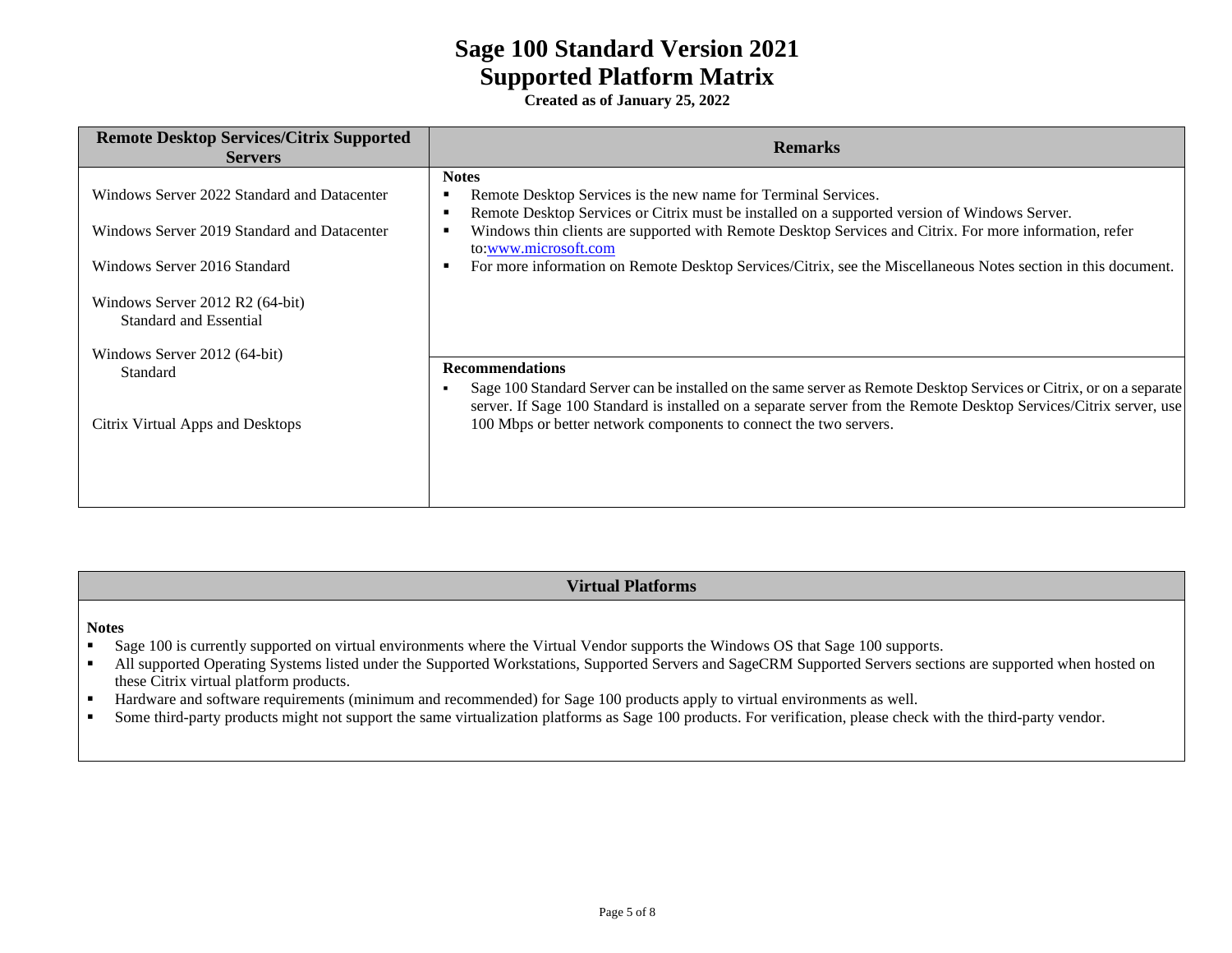# Sage 100 Standard Version 2021
# Supported Platform Matrix

**Created as of January 25, 2022**

| Remote Desktop Services/Citrix Supported Servers | Remarks |
| --- | --- |
| Windows Server 2022 Standard and Datacenter<br><br>Windows Server 2019 Standard and Datacenter<br><br>Windows Server 2016 Standard<br><br>Windows Server 2012 R2 (64-bit) Standard and Essential<br><br>Windows Server 2012 (64-bit) Standard<br><br>Citrix Virtual Apps and Desktops | **Notes**<br>▪ Remote Desktop Services is the new name for Terminal Services.<br>▪ Remote Desktop Services or Citrix must be installed on a supported version of Windows Server.<br>▪ Windows thin clients are supported with Remote Desktop Services and Citrix. For more information, refer to:[www.microsoft.com](http://www.microsoft.com)<br>▪ For more information on Remote Desktop Services/Citrix, see the Miscellaneous Notes section in this document.<br><br>**Recommendations**<br>▪ Sage 100 Standard Server can be installed on the same server as Remote Desktop Services or Citrix, or on a separate server. If Sage 100 Standard is installed on a separate server from the Remote Desktop Services/Citrix server, use 100 Mbps or better network components to connect the two servers. |

## Virtual Platforms

**Notes**

- Sage 100 is currently supported on virtual environments where the Virtual Vendor supports the Windows OS that Sage 100 supports.
- All supported Operating Systems listed under the Supported Workstations, Supported Servers and SageCRM Supported Servers sections are supported when hosted on these Citrix virtual platform products.
- Hardware and software requirements (minimum and recommended) for Sage 100 products apply to virtual environments as well.
- Some third-party products might not support the same virtualization platforms as Sage 100 products. For verification, please check with the third-party vendor.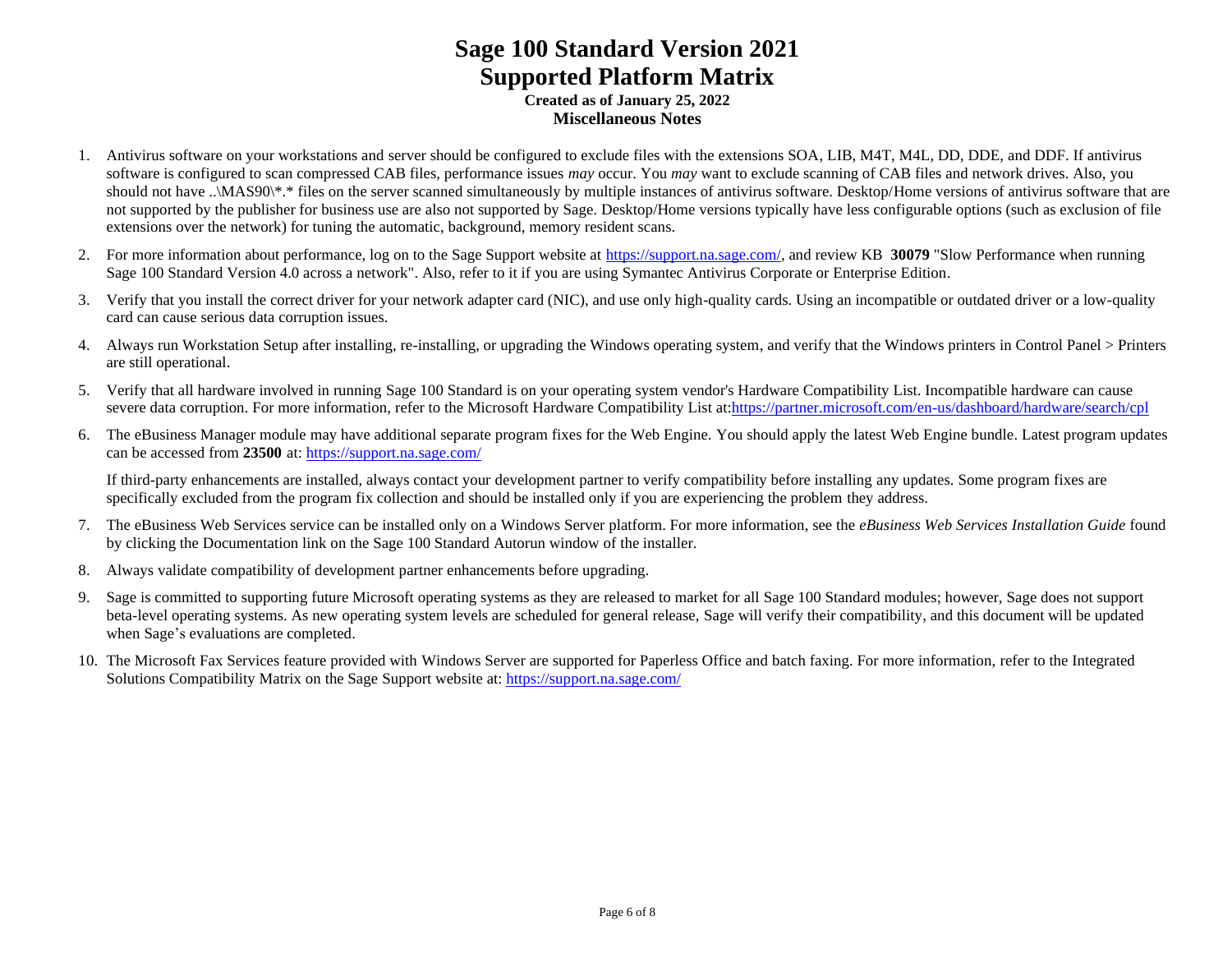# Sage 100 Standard Version 2021
# Supported Platform Matrix

**Created as of January 25, 2022**

## Miscellaneous Notes

1. Antivirus software on your workstations and server should be configured to exclude files with the extensions SOA, LIB, M4T, M4L, DD, DDE, and DDF. If antivirus software is configured to scan compressed CAB files, performance issues *may* occur. You *may* want to exclude scanning of CAB files and network drives. Also, you should not have ..\MAS90\*.* files on the server scanned simultaneously by multiple instances of antivirus software. Desktop/Home versions of antivirus software that are not supported by the publisher for business use are also not supported by Sage. Desktop/Home versions typically have less configurable options (such as exclusion of file extensions over the network) for tuning the automatic, background, memory resident scans.

2. For more information about performance, log on to the Sage Support website at https://support.na.sage.com/, and review KB **30079** "Slow Performance when running Sage 100 Standard Version 4.0 across a network". Also, refer to it if you are using Symantec Antivirus Corporate or Enterprise Edition.

3. Verify that you install the correct driver for your network adapter card (NIC), and use only high-quality cards. Using an incompatible or outdated driver or a low-quality card can cause serious data corruption issues.

4. Always run Workstation Setup after installing, re-installing, or upgrading the Windows operating system, and verify that the Windows printers in Control Panel > Printers are still operational.

5. Verify that all hardware involved in running Sage 100 Standard is on your operating system vendor's Hardware Compatibility List. Incompatible hardware can cause severe data corruption. For more information, refer to the Microsoft Hardware Compatibility List at:https://partner.microsoft.com/en-us/dashboard/hardware/search/cpl

6. The eBusiness Manager module may have additional separate program fixes for the Web Engine. You should apply the latest Web Engine bundle. Latest program updates can be accessed from **23500** at: https://support.na.sage.com/

   If third-party enhancements are installed, always contact your development partner to verify compatibility before installing any updates. Some program fixes are specifically excluded from the program fix collection and should be installed only if you are experiencing the problem they address.

7. The eBusiness Web Services service can be installed only on a Windows Server platform. For more information, see the *eBusiness Web Services Installation Guide* found by clicking the Documentation link on the Sage 100 Standard Autorun window of the installer.

8. Always validate compatibility of development partner enhancements before upgrading.

9. Sage is committed to supporting future Microsoft operating systems as they are released to market for all Sage 100 Standard modules; however, Sage does not support beta-level operating systems. As new operating system levels are scheduled for general release, Sage will verify their compatibility, and this document will be updated when Sage's evaluations are completed.

10. The Microsoft Fax Services feature provided with Windows Server are supported for Paperless Office and batch faxing. For more information, refer to the Integrated Solutions Compatibility Matrix on the Sage Support website at: https://support.na.sage.com/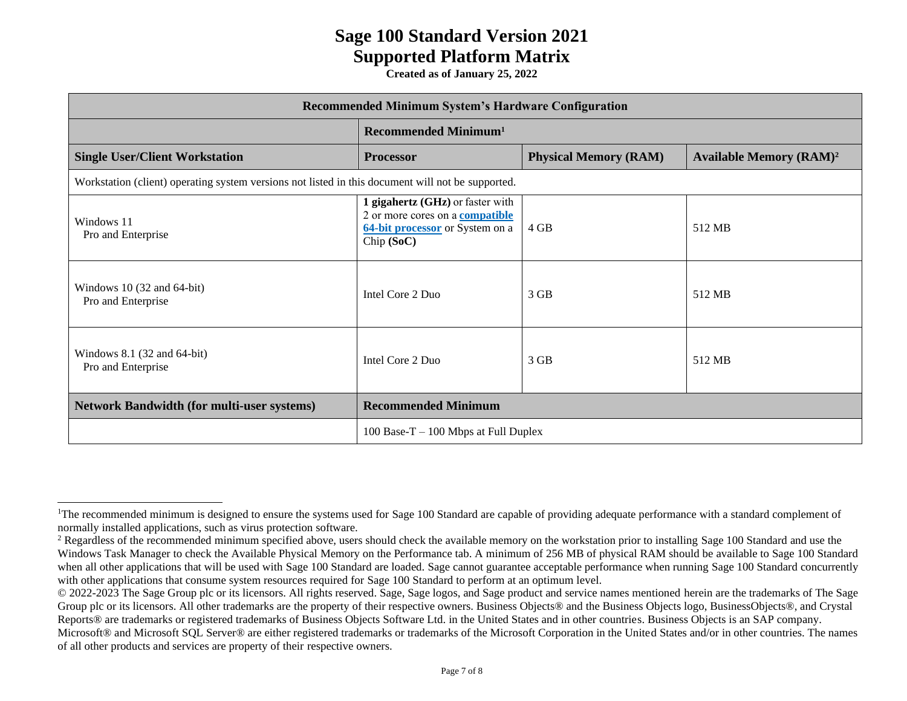# Sage 100 Standard Version 2021
# Supported Platform Matrix

**Created as of January 25, 2022**

| Recommended Minimum System's Hardware Configuration | | | |
|---|---|---|---|
| | **Recommended Minimum[1]** | | |
| **Single User/Client Workstation** | **Processor** | **Physical Memory (RAM)** | **Available Memory (RAM)[2]** |
| Workstation (client) operating system versions not listed in this document will not be supported. | | | |
| Windows 11 Pro and Enterprise | **1 gigahertz (GHz)** or faster with 2 or more cores on a **compatible 64-bit processor** or System on a Chip **(SoC)** | 4 GB | 512 MB |
| Windows 10 (32 and 64-bit) Pro and Enterprise | Intel Core 2 Duo | 3 GB | 512 MB |
| Windows 8.1 (32 and 64-bit) Pro and Enterprise | Intel Core 2 Duo | 3 GB | 512 MB |
| **Network Bandwidth (for multi-user systems)** | **Recommended Minimum** | | |
| | 100 Base-T – 100 Mbps at Full Duplex | | |

---

[1] The recommended minimum is designed to ensure the systems used for Sage 100 Standard are capable of providing adequate performance with a standard complement of normally installed applications, such as virus protection software.

[2] Regardless of the recommended minimum specified above, users should check the available memory on the workstation prior to installing Sage 100 Standard and use the Windows Task Manager to check the Available Physical Memory on the Performance tab. A minimum of 256 MB of physical RAM should be available to Sage 100 Standard when all other applications that will be used with Sage 100 Standard are loaded. Sage cannot guarantee acceptable performance when running Sage 100 Standard concurrently with other applications that consume system resources required for Sage 100 Standard to perform at an optimum level.

© 2022-2023 The Sage Group plc or its licensors. All rights reserved. Sage, Sage logos, and Sage product and service names mentioned herein are the trademarks of The Sage Group plc or its licensors. All other trademarks are the property of their respective owners. Business Objects® and the Business Objects logo, BusinessObjects®, and Crystal Reports® are trademarks or registered trademarks of Business Objects Software Ltd. in the United States and in other countries. Business Objects is an SAP company. Microsoft® and Microsoft SQL Server® are either registered trademarks or trademarks of the Microsoft Corporation in the United States and/or in other countries. The names of all other products and services are property of their respective owners.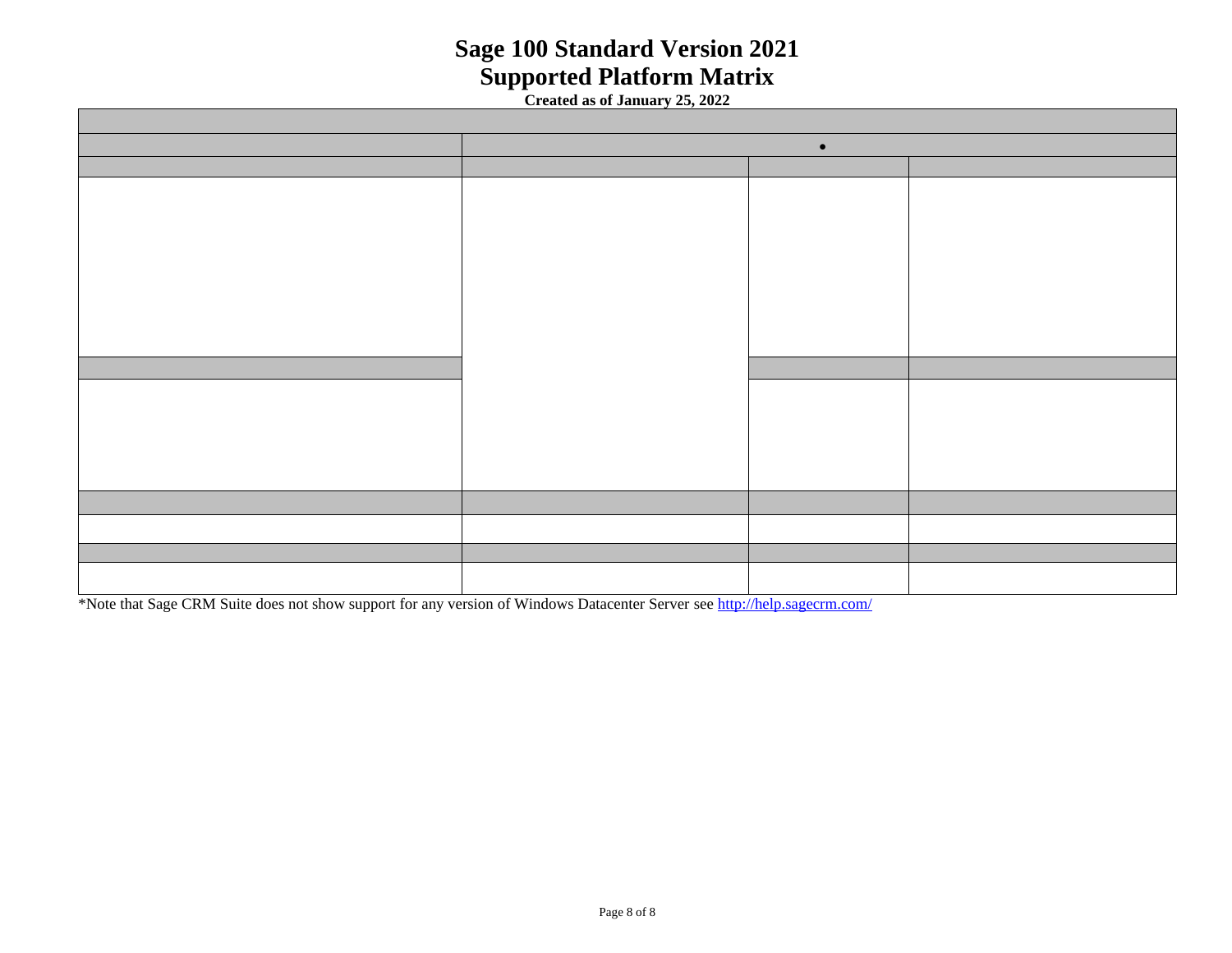# Sage 100 Standard Version 2021
# Supported Platform Matrix

**Created as of January 25, 2022**

| | | | |
|---|---|---|---|
| | • | | |
| | | | |
| | | | |
| | | | |
| | | | |
| | | | |
| | | | |
| | | | |
| | | | |

*Note that Sage CRM Suite does not show support for any version of Windows Datacenter Server see http://help.sagecrm.com/